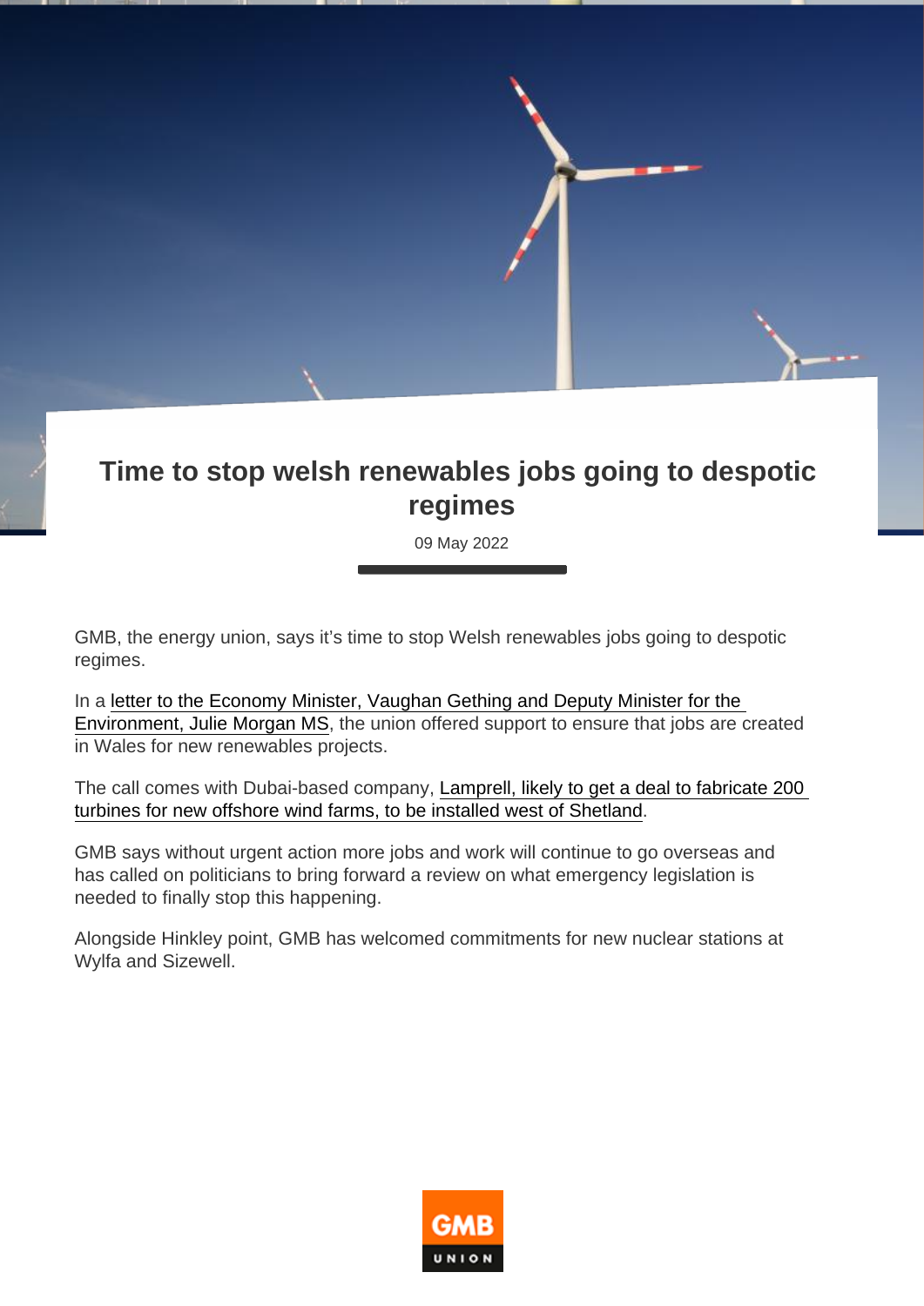# Time to stop welsh renewables jobs going to despotic regimes

09 May 2022

GMB, the energy union, says it's time to stop Welsh renewables jobs going to despotic regimes.

In a letter to the Economy Minister, Vaughan Gething and Deputy Minister for the Environment, Julie Morgan MS, the union offered support to ensure that jobs are created in Wales for new renewables projects.

The call comes with Dubai-based company, Lamprell, likely to get a deal to fabricate 200 turbines for new offshore wind farms, to be installed west of Shetland.

GMB says without urgent action more jobs and work will continue to go overseas and has called on politicians to bring forward a review on what emergency legislation is needed to finally stop this happening.

Alongside Hinkley point, GMB has welcomed commitments for new nuclear stations at Wylfa and Sizewell.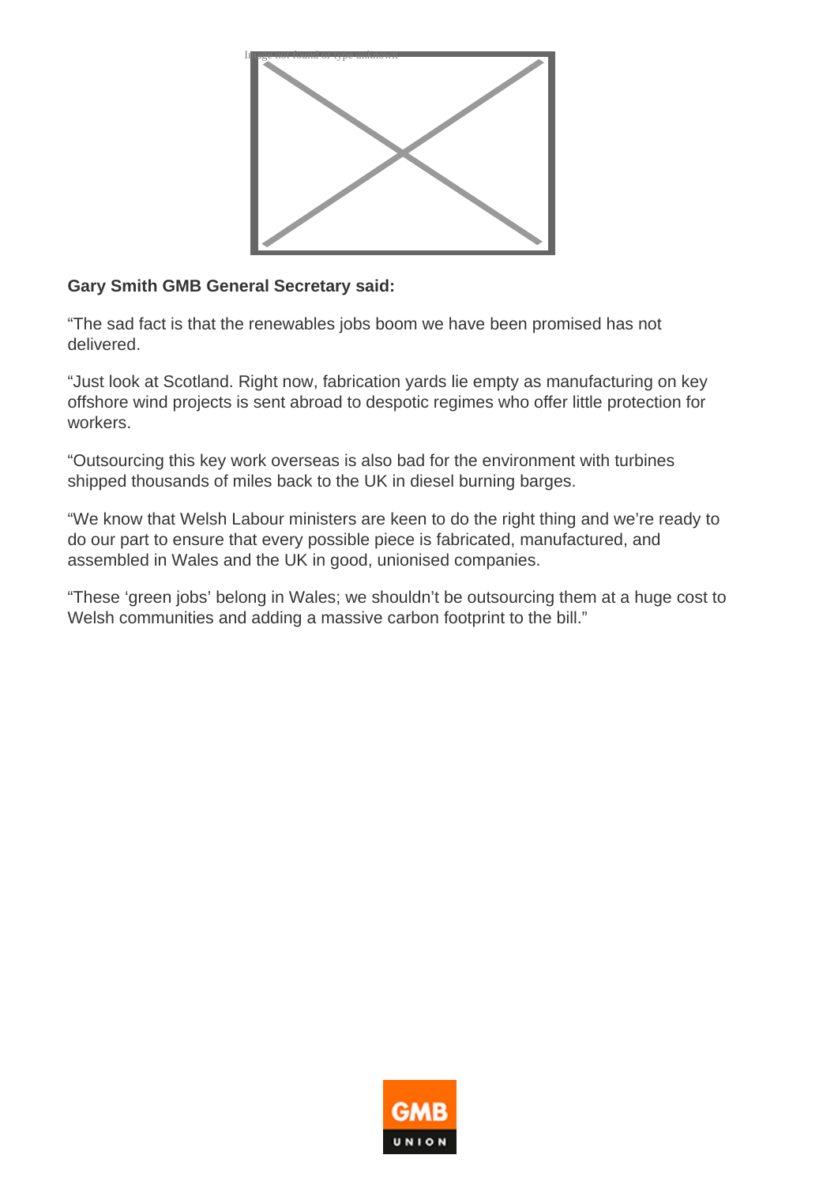**Gary Smith GMB General Secretary said:**

“The sad fact is that the renewables jobs boom we have been promised has not delivered.

“Just look at Scotland. Right now, fabrication yards lie empty as manufacturing on key offshore wind projects is sent abroad to despotic regimes who offer little protection for workers.

“Outsourcing this key work overseas is also bad for the environment with turbines shipped thousands of miles back to the UK in diesel burning barges.

“We know that Welsh Labour ministers are keen to do the right thing and we’re ready to do our part to ensure that every possible piece is fabricated, manufactured, and assembled in Wales and the UK in good, unionised companies.

“These ‘green jobs’ belong in Wales; we shouldn’t be outsourcing them at a huge cost to Welsh communities and adding a massive carbon footprint to the bill.”